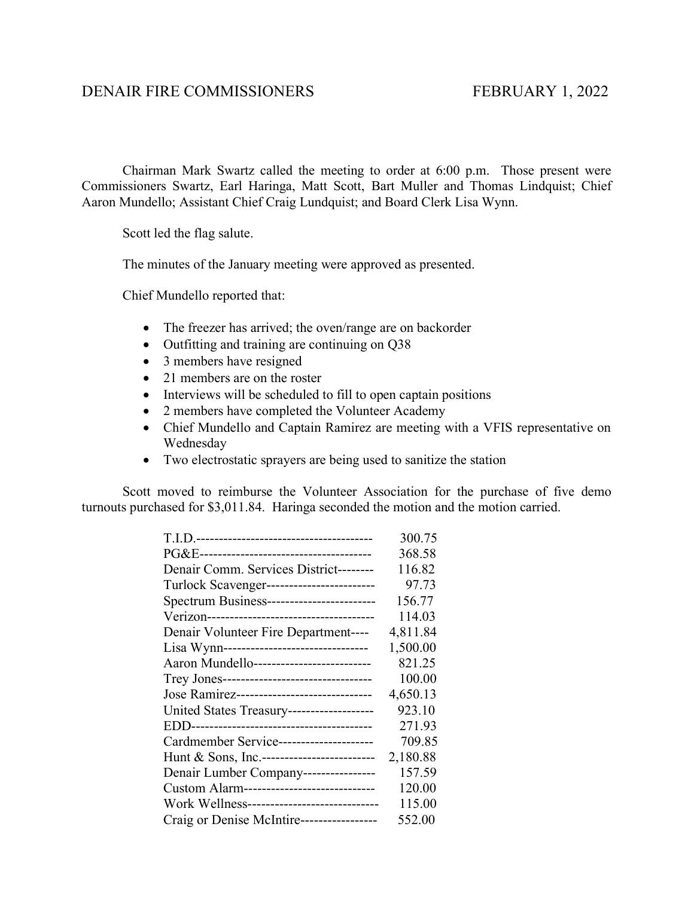DENAIR FIRE COMMISSIONERS FEBRUARY 1, 2022

Chairman Mark Swartz called the meeting to order at 6:00 p.m. Those present were Commissioners Swartz, Earl Haringa, Matt Scott, Bart Muller and Thomas Lindquist; Chief Aaron Mundello; Assistant Chief Craig Lundquist; and Board Clerk Lisa Wynn.

Scott led the flag salute.

The minutes of the January meeting were approved as presented.

Chief Mundello reported that:

- The freezer has arrived; the oven/range are on backorder
- Outfitting and training are continuing on Q38
- 3 members have resigned
- 21 members are on the roster
- Interviews will be scheduled to fill to open captain positions
- 2 members have completed the Volunteer Academy
- Chief Mundello and Captain Ramirez are meeting with a VFIS representative on Wednesday
- Two electrostatic sprayers are being used to sanitize the station

Scott moved to reimburse the Volunteer Association for the purchase of five demo turnouts purchased for $3,011.84. Haringa seconded the motion and the motion carried.

| | |
|---|---:|
| T.I.D.--------------------------------------- | 300.75 |
| PG&E-------------------------------------- | 368.58 |
| Denair Comm. Services District-------- | 116.82 |
| Turlock Scavenger------------------------ | 97.73 |
| Spectrum Business------------------------ | 156.77 |
| Verizon------------------------------------- | 114.03 |
| Denair Volunteer Fire Department---- | 4,811.84 |
| Lisa Wynn-------------------------------- | 1,500.00 |
| Aaron Mundello-------------------------- | 821.25 |
| Trey Jones--------------------------------- | 100.00 |
| Jose Ramirez------------------------------ | 4,650.13 |
| United States Treasury------------------- | 923.10 |
| EDD---------------------------------------- | 271.93 |
| Cardmember Service--------------------- | 709.85 |
| Hunt & Sons, Inc.------------------------- | 2,180.88 |
| Denair Lumber Company---------------- | 157.59 |
| Custom Alarm----------------------------- | 120.00 |
| Work Wellness----------------------------- | 115.00 |
| Craig or Denise McIntire----------------- | 552.00 |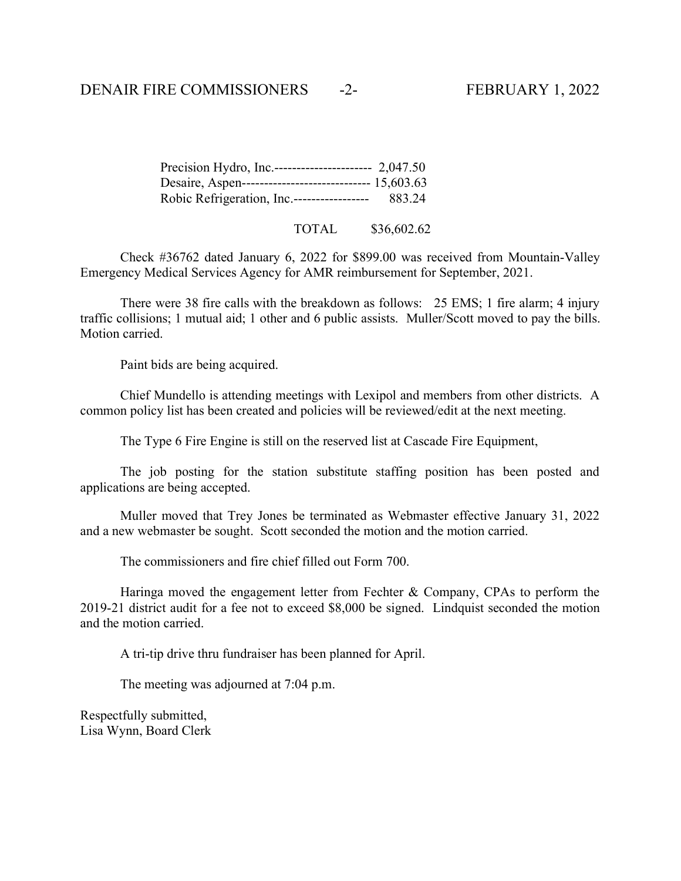| | |
|---|---|
| Precision Hydro, Inc.---------------------- | 2,047.50 |
| Desaire, Aspen---------------------------- | 15,603.63 |
| Robic Refrigeration, Inc.----------------- | 883.24 |
| TOTAL | $36,602.62 |

Check #36762 dated January 6, 2022 for $899.00 was received from Mountain-Valley Emergency Medical Services Agency for AMR reimbursement for September, 2021.

There were 38 fire calls with the breakdown as follows: 25 EMS; 1 fire alarm; 4 injury traffic collisions; 1 mutual aid; 1 other and 6 public assists. Muller/Scott moved to pay the bills. Motion carried.

Paint bids are being acquired.

Chief Mundello is attending meetings with Lexipol and members from other districts. A common policy list has been created and policies will be reviewed/edit at the next meeting.

The Type 6 Fire Engine is still on the reserved list at Cascade Fire Equipment,

The job posting for the station substitute staffing position has been posted and applications are being accepted.

Muller moved that Trey Jones be terminated as Webmaster effective January 31, 2022 and a new webmaster be sought. Scott seconded the motion and the motion carried.

The commissioners and fire chief filled out Form 700.

Haringa moved the engagement letter from Fechter & Company, CPAs to perform the 2019-21 district audit for a fee not to exceed $8,000 be signed. Lindquist seconded the motion and the motion carried.

A tri-tip drive thru fundraiser has been planned for April.

The meeting was adjourned at 7:04 p.m.

Respectfully submitted,
Lisa Wynn, Board Clerk